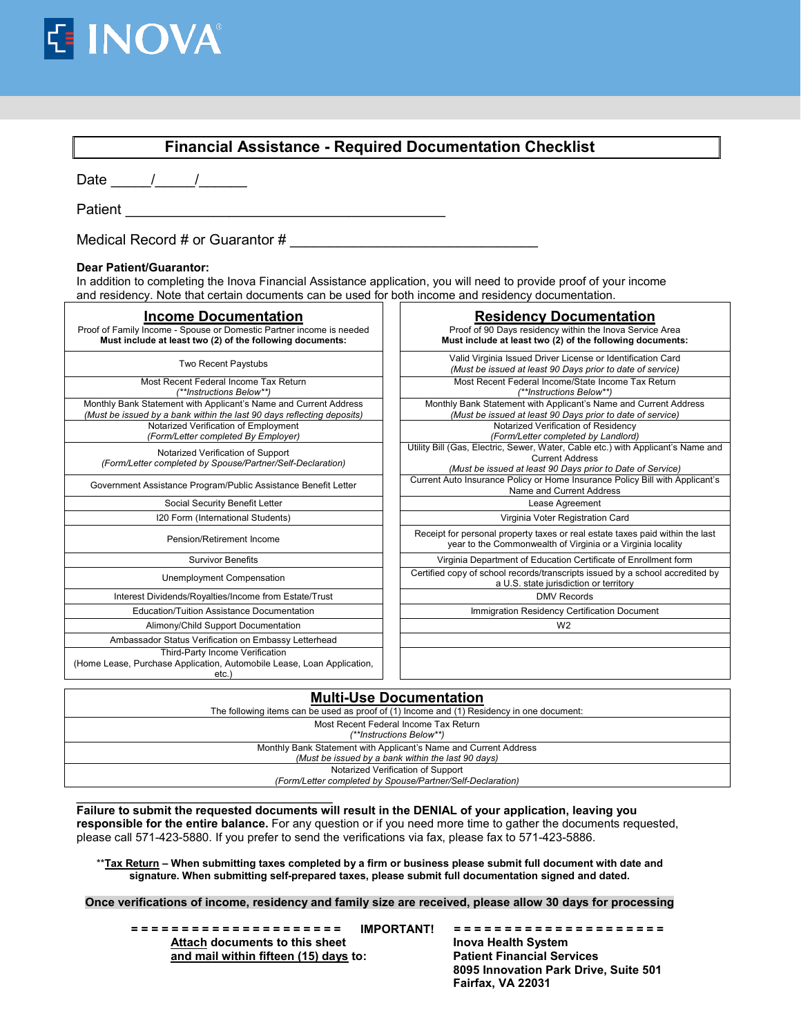INOVA

# Financial Assistance - Required Documentation Checklist

Date _____/_____/______

Patient ________________________________________

Medical Record # or Guarantor # ______________________________

**Dear Patient/Guarantor:**
In addition to completing the Inova Financial Assistance application, you will need to provide proof of your income and residency. Note that certain documents can be used for both income and residency documentation.

| **Income Documentation**<br>Proof of Family Income - Spouse or Domestic Partner income is needed<br>**Must include at least two (2) of the following documents:** | **Residency Documentation**<br>Proof of 90 Days residency within the Inova Service Area<br>**Must include at least two (2) of the following documents:** |
|---|---|
| Two Recent Paystubs | Valid Virginia Issued Driver License or Identification Card<br>*(Must be issued at least 90 Days prior to date of service)* |
| Most Recent Federal Income Tax Return<br>*(**Instructions Below**)* | Most Recent Federal Income/State Income Tax Return<br>*(**Instructions Below**)* |
| Monthly Bank Statement with Applicant's Name and Current Address<br>*(Must be issued by a bank within the last 90 days reflecting deposits)* | Monthly Bank Statement with Applicant's Name and Current Address<br>*(Must be issued at least 90 Days prior to date of service)* |
| Notarized Verification of Employment<br>*(Form/Letter completed By Employer)* | Notarized Verification of Residency<br>*(Form/Letter completed by Landlord)* |
| Notarized Verification of Support<br>*(Form/Letter completed by Spouse/Partner/Self-Declaration)* | Utility Bill (Gas, Electric, Sewer, Water, Cable etc.) with Applicant's Name and Current Address<br>*(Must be issued at least 90 Days prior to Date of Service)* |
| Government Assistance Program/Public Assistance Benefit Letter | Current Auto Insurance Policy or Home Insurance Policy Bill with Applicant's Name and Current Address |
| Social Security Benefit Letter | Lease Agreement |
| I20 Form (International Students) | Virginia Voter Registration Card |
| Pension/Retirement Income | Receipt for personal property taxes or real estate taxes paid within the last year to the Commonwealth of Virginia or a Virginia locality |
| Survivor Benefits | Virginia Department of Education Certificate of Enrollment form |
| Unemployment Compensation | Certified copy of school records/transcripts issued by a school accredited by a U.S. state jurisdiction or territory |
| Interest Dividends/Royalties/Income from Estate/Trust | DMV Records |
| Education/Tuition Assistance Documentation | Immigration Residency Certification Document |
| Alimony/Child Support Documentation | W2 |
| Ambassador Status Verification on Embassy Letterhead | |
| Third-Party Income Verification<br>(Home Lease, Purchase Application, Automobile Lease, Loan Application, etc.) | |

| **Multi-Use Documentation**<br>The following items can be used as proof of (1) Income and (1) Residency in one document: |
|---|
| Most Recent Federal Income Tax Return<br>*(**Instructions Below**)* |
| Monthly Bank Statement with Applicant's Name and Current Address<br>*(Must be issued by a bank within the last 90 days)* |
| Notarized Verification of Support<br>*(Form/Letter completed by Spouse/Partner/Self-Declaration)* |

**Failure to submit the requested documents will result in the DENIAL of your application, leaving you responsible for the entire balance.** For any question or if you need more time to gather the documents requested, please call 571-423-5880. If you prefer to send the verifications via fax, please fax to 571-423-5886.

****Tax Return** – When submitting taxes completed by a firm or business please submit full document with date and signature. When submitting self-prepared taxes, please submit full documentation signed and dated.**

**Once verifications of income, residency and family size are received, please allow 30 days for processing**

**= = = = = = = = = = = = = = = = = = = = IMPORTANT! = = = = = = = = = = = = = = = = = = = =**

**Attach documents to this sheet and mail within fifteen (15) days to:**

**Inova Health System**
**Patient Financial Services**
**8095 Innovation Park Drive, Suite 501**
**Fairfax, VA 22031**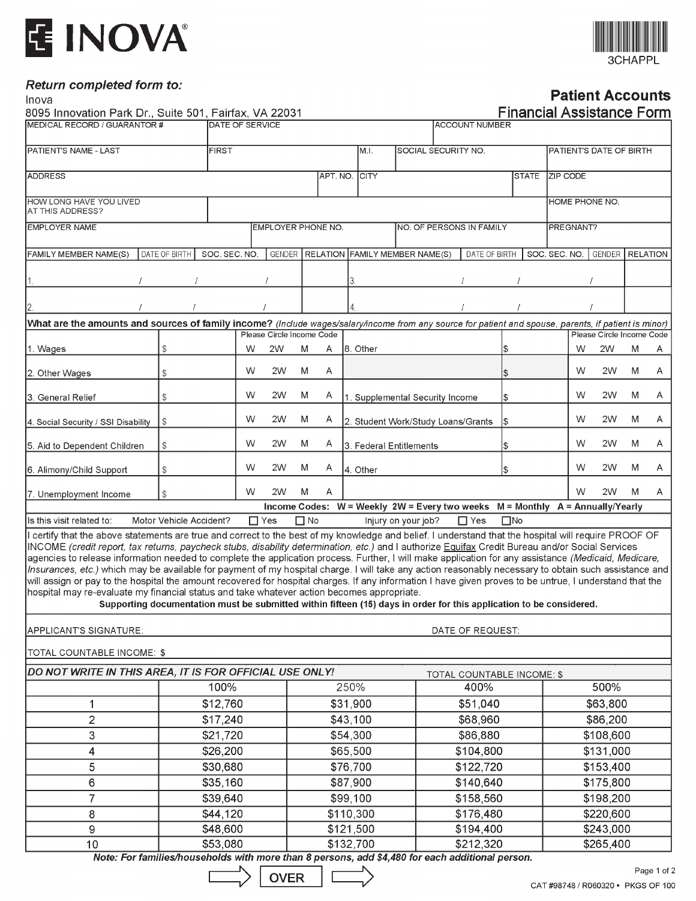# INOVA

3CHAPPL

***Return completed form to:***

Inova
8095 Innovation Park Dr., Suite 501, Fairfax, VA 22031

## Patient Accounts
## Financial Assistance Form

| MEDICAL RECORD / GUARANTOR # | DATE OF SERVICE | ACCOUNT NUMBER |
|---|---|---|
| | | |

| PATIENT'S NAME - LAST | FIRST | M.I. | SOCIAL SECURITY NO. | PATIENT'S DATE OF BIRTH |
|---|---|---|---|---|
| | | | | |

| ADDRESS | APT. NO. | CITY | STATE | ZIP CODE |
|---|---|---|---|---|
| | | | | |

| HOW LONG HAVE YOU LIVED AT THIS ADDRESS? | | HOME PHONE NO. |
|---|---|---|
| | | |

| EMPLOYER NAME | EMPLOYER PHONE NO. | NO. OF PERSONS IN FAMILY | PREGNANT? |
|---|---|---|---|
| | | | |

| FAMILY MEMBER NAME(S) | DATE OF BIRTH | SOC. SEC. NO. | GENDER | RELATION | FAMILY MEMBER NAME(S) | DATE OF BIRTH | SOC. SEC. NO. | GENDER | RELATION |
|---|---|---|---|---|---|---|---|---|---|
| 1. | / / | / | | | 3. | / / | / | | |
| 2. | / / | / | | | 4. | / / | / | | |

**What are the amounts and sources of family income?** *(Include wages/salary/income from any source for patient and spouse, parents, if patient is minor)*

| | | Please Circle Income Code | | | | | Please Circle Income Code |
|---|---|---|---|---|---|---|---|
| 1. Wages | $ | W 2W M A | | 8. Other | $ | W 2W M A | |
| 2. Other Wages | $ | W 2W M A | | | $ | W 2W M A | |
| 3. General Relief | $ | W 2W M A | | 1. Supplemental Security Income | $ | W 2W M A | |
| 4. Social Security / SSI Disability | $ | W 2W M A | | 2. Student Work/Study Loans/Grants | $ | W 2W M A | |
| 5. Aid to Dependent Children | $ | W 2W M A | | 3. Federal Entitlements | $ | W 2W M A | |
| 6. Alimony/Child Support | $ | W 2W M A | | 4. Other | $ | W 2W M A | |
| 7. Unemployment Income | $ | W 2W M A | | | | W 2W M A | |

**Income Codes: W = Weekly 2W = Every two weeks M = Monthly A = Annually/Yearly**

Is this visit related to: Motor Vehicle Accident? ☐ Yes ☐ No Injury on your job? ☐ Yes ☐ No

I certify that the above statements are true and correct to the best of my knowledge and belief. I understand that the hospital will require PROOF OF INCOME *(credit report, tax returns, paycheck stubs, disability determination, etc.)* and I authorize Equifax Credit Bureau and/or Social Services agencies to release information needed to complete the application process. Further, I will make application for any assistance *(Medicaid, Medicare, Insurances, etc.)* which may be available for payment of my hospital charge. I will take any action reasonably necessary to obtain such assistance and will assign or pay to the hospital the amount recovered for hospital charges. If any information I have given proves to be untrue, I understand that the hospital may re-evaluate my financial status and take whatever action becomes appropriate.

**Supporting documentation must be submitted within fifteen (15) days in order for this application to be considered.**

APPLICANT'S SIGNATURE: DATE OF REQUEST:

TOTAL COUNTABLE INCOME: $

***DO NOT WRITE IN THIS AREA, IT IS FOR OFFICIAL USE ONLY!*** TOTAL COUNTABLE INCOME: $

| | 100% | 250% | 400% | 500% |
|---|---|---|---|---|
| 1 | $12,760 | $31,900 | $51,040 | $63,800 |
| 2 | $17,240 | $43,100 | $68,960 | $86,200 |
| 3 | $21,720 | $54,300 | $86,880 | $108,600 |
| 4 | $26,200 | $65,500 | $104,800 | $131,000 |
| 5 | $30,680 | $76,700 | $122,720 | $153,400 |
| 6 | $35,160 | $87,900 | $140,640 | $175,800 |
| 7 | $39,640 | $99,100 | $158,560 | $198,200 |
| 8 | $44,120 | $110,300 | $176,480 | $220,600 |
| 9 | $48,600 | $121,500 | $194,400 | $243,000 |
| 10 | $53,080 | $132,700 | $212,320 | $265,400 |

***Note: For families/households with more than 8 persons, add $4,480 for each additional person.***

OVER

CAT #98748 / R060320 • PKGS OF 100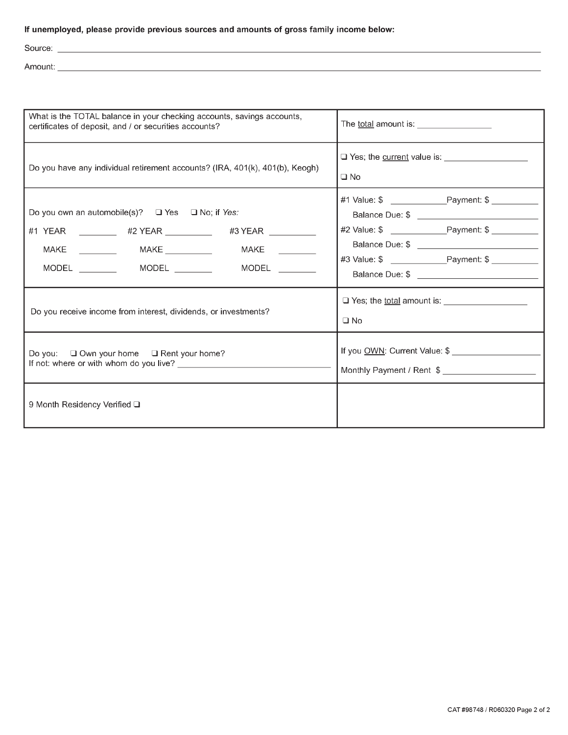**If unemployed, please provide previous sources and amounts of gross family income below:**

Source: ____________________________________________

Amount: ____________________________________________

| | |
|---|---|
| What is the TOTAL balance in your checking accounts, savings accounts, certificates of deposit, and / or securities accounts? | The total amount is: ________________ |
| Do you have any individual retirement accounts? (IRA, 401(k), 401(b), Keogh) | ❑ Yes; the current value is: ________________<br>❑ No |
| Do you own an automobile(s)? ❑ Yes ❑ No; if *Yes:*<br>#1 YEAR ________ #2 YEAR ________ #3 YEAR ________<br>MAKE ________ MAKE ________ MAKE ________<br>MODEL ________ MODEL ________ MODEL ________ | #1 Value: $ ____________ Payment: $ __________<br>Balance Due: $ ____________<br>#2 Value: $ ____________ Payment: $ __________<br>Balance Due: $ ____________<br>#3 Value: $ ____________ Payment: $ __________<br>Balance Due: $ ____________ |
| Do you receive income from interest, dividends, or investments? | ❑ Yes; the total amount is: ________________<br>❑ No |
| Do you: ❑ Own your home ❑ Rent your home?<br>If not: where or with whom do you live? ________________ | If you OWN: Current Value: $ ________________<br>Monthly Payment / Rent $ ________________ |
| 9 Month Residency Verified ❑ | |

CAT #98748 / R060320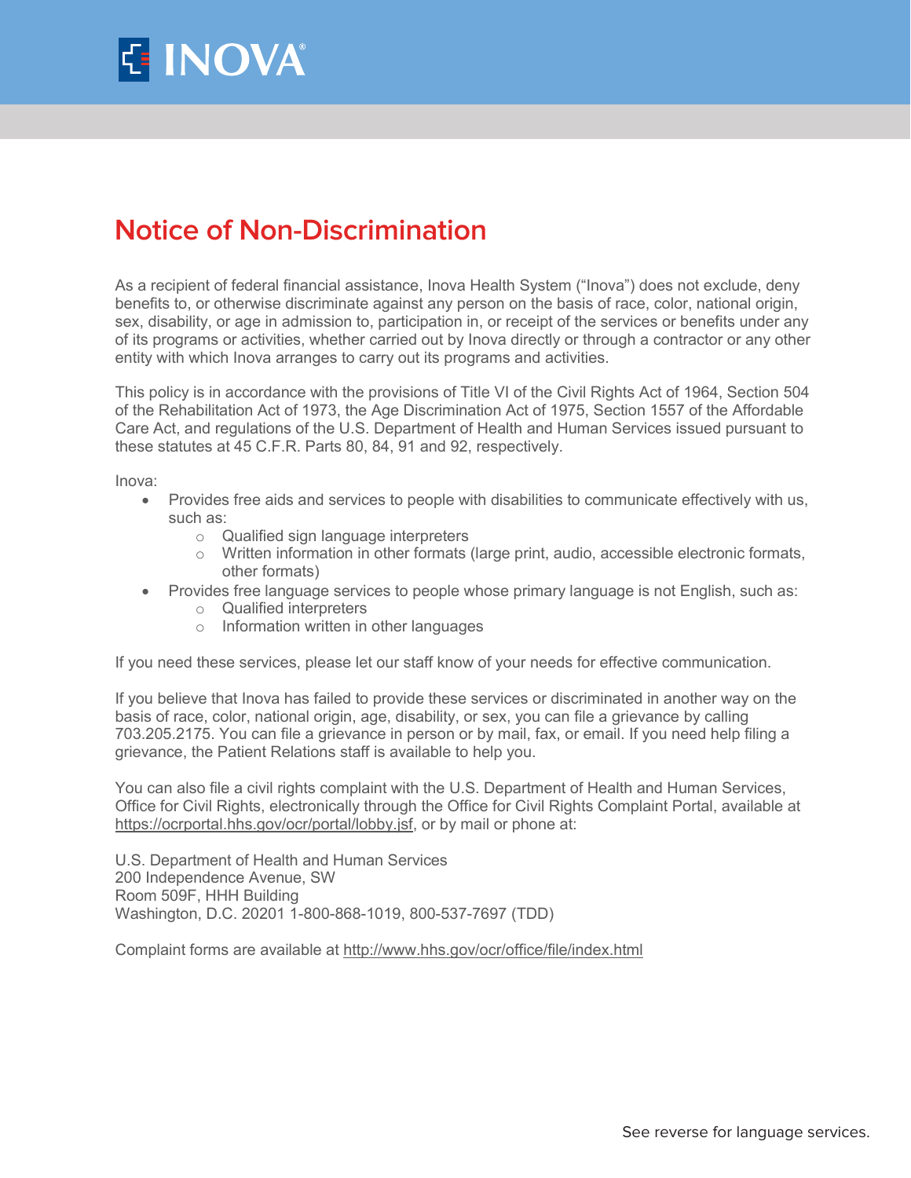# Notice of Non-Discrimination

As a recipient of federal financial assistance, Inova Health System ("Inova") does not exclude, deny benefits to, or otherwise discriminate against any person on the basis of race, color, national origin, sex, disability, or age in admission to, participation in, or receipt of the services or benefits under any of its programs or activities, whether carried out by Inova directly or through a contractor or any other entity with which Inova arranges to carry out its programs and activities.

This policy is in accordance with the provisions of Title VI of the Civil Rights Act of 1964, Section 504 of the Rehabilitation Act of 1973, the Age Discrimination Act of 1975, Section 1557 of the Affordable Care Act, and regulations of the U.S. Department of Health and Human Services issued pursuant to these statutes at 45 C.F.R. Parts 80, 84, 91 and 92, respectively.

Inova:

- Provides free aids and services to people with disabilities to communicate effectively with us, such as:
  - Qualified sign language interpreters
  - Written information in other formats (large print, audio, accessible electronic formats, other formats)
- Provides free language services to people whose primary language is not English, such as:
  - Qualified interpreters
  - Information written in other languages

If you need these services, please let our staff know of your needs for effective communication.

If you believe that Inova has failed to provide these services or discriminated in another way on the basis of race, color, national origin, age, disability, or sex, you can file a grievance by calling 703.205.2175. You can file a grievance in person or by mail, fax, or email. If you need help filing a grievance, the Patient Relations staff is available to help you.

You can also file a civil rights complaint with the U.S. Department of Health and Human Services, Office for Civil Rights, electronically through the Office for Civil Rights Complaint Portal, available at https://ocrportal.hhs.gov/ocr/portal/lobby.jsf, or by mail or phone at:

U.S. Department of Health and Human Services
200 Independence Avenue, SW
Room 509F, HHH Building
Washington, D.C. 20201 1-800-868-1019, 800-537-7697 (TDD)

Complaint forms are available at http://www.hhs.gov/ocr/office/file/index.html

See reverse for language services.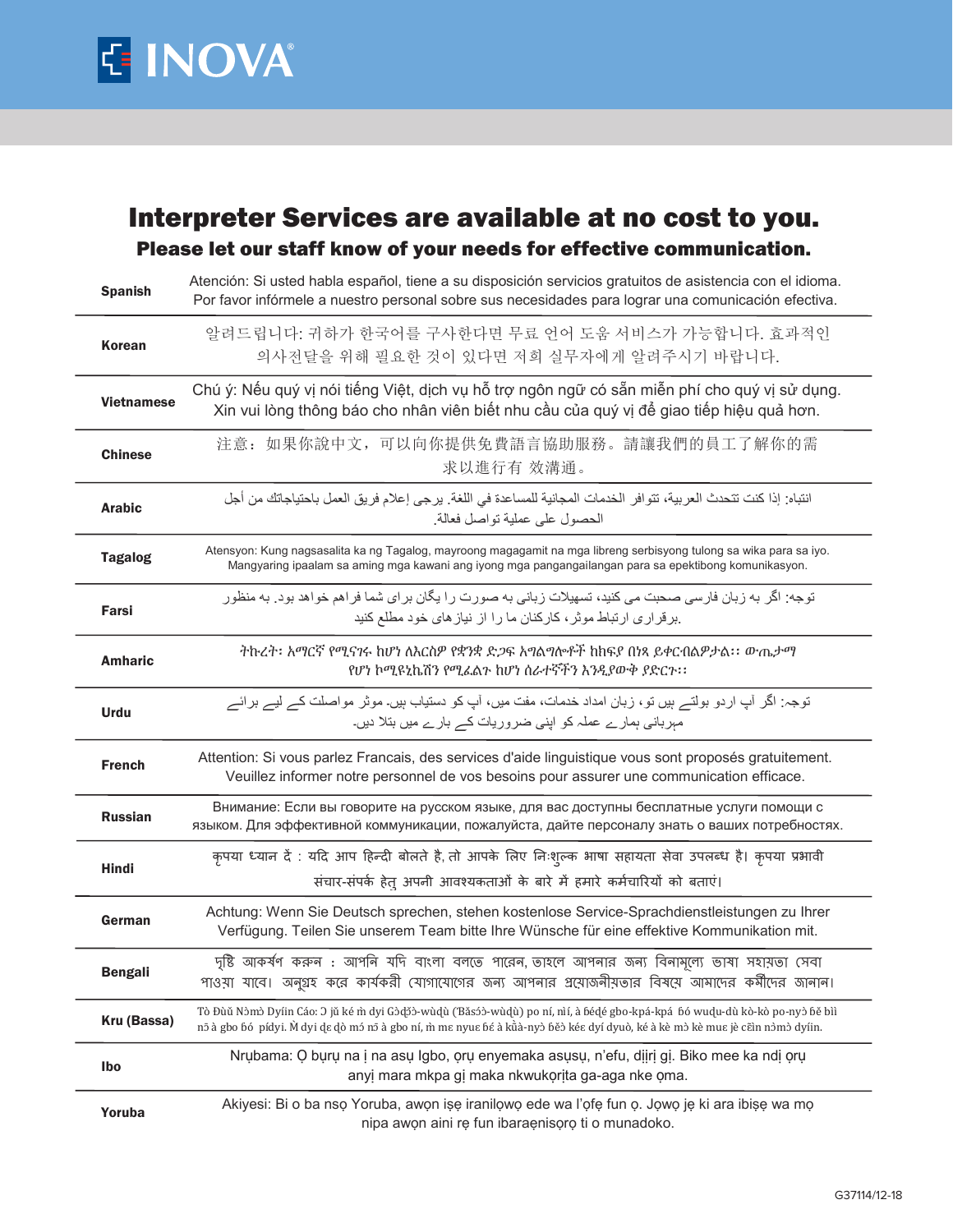INOVA®

# Interpreter Services are available at no cost to you.

## Please let our staff know of your needs for effective communication.

| | |
|---|---|
| **Spanish** | Atención: Si usted habla español, tiene a su disposición servicios gratuitos de asistencia con el idioma. Por favor infórmele a nuestro personal sobre sus necesidades para lograr una comunicación efectiva. |
| **Korean** | 알려드립니다: 귀하가 한국어를 구사한다면 무료 언어 도움 서비스가 가능합니다. 효과적인 의사전달을 위해 필요한 것이 있다면 저희 실무자에게 알려주시기 바랍니다. |
| **Vietnamese** | Chú ý: Nếu quý vị nói tiếng Việt, dịch vụ hỗ trợ ngôn ngữ có sẵn miễn phí cho quý vị sử dụng. Xin vui lòng thông báo cho nhân viên biết nhu cầu của quý vị để giao tiếp hiệu quả hơn. |
| **Chinese** | 注意：如果你說中文，可以向你提供免費語言協助服務。請讓我們的員工了解你的需求以進行有 效溝通。 |
| **Arabic** | انتباه: إذا كنت تتحدث العربية، تتوافر الخدمات المجانية للمساعدة في اللغة. يرجى إعلام فريق العمل باحتياجاتك من أجل الحصول على عملية تواصل فعالة. |
| **Tagalog** | Atensyon: Kung nagsasalita ka ng Tagalog, mayroong magagamit na mga libreng serbisyong tulong sa wika para sa iyo. Mangyaring ipaalam sa aming mga kawani ang iyong mga pangangailangan para sa epektibong komunikasyon. |
| **Farsi** | توجه: اگر به زبان فارسی صحبت می کنید، تسهیلات زبانی به صورت را یگان برای شما فراهم خواهد بود. به منظور برقراری ارتباط موثر، کارکنان ما را از نیازهای خود مطلع کنید. |
| **Amharic** | ትኩረት፡ አማርኛ የሚናገሩ ከሆነ ለእርስዎ የቋንቋ ድጋፍ አግልግሎቶች ከክፍያ በነጻ ይቀርብልዎታል፡፡ ውጤታማ የሆነ ኮሚዩኒኬሽን የሚፈልጉ ከሆነ ሰራተኞችን እንዲያውቅ ያድርጉ፡፡ |
| **Urdu** | توجہ: اگر آپ اردو بولتے ہیں تو، زبان امداد خدمات، مفت میں، آپ کو دستیاب ہیں۔ موثر مواصلت کے لیے برائے مہربانی ہمارے عملہ کو اپنی ضروریات کے بارے میں بتلا دیں۔ |
| **French** | Attention: Si vous parlez Francais, des services d'aide linguistique vous sont proposés gratuitement. Veuillez informer notre personnel de vos besoins pour assurer une communication efficace. |
| **Russian** | Внимание: Если вы говорите на русском языке, для вас доступны бесплатные услуги помощи с языком. Для эффективной коммуникации, пожалуйста, дайте персоналу знать о ваших потребностях. |
| **Hindi** | कृपया ध्यान दें : यदि आप हिन्दी बोलते है, तो आपके लिए निःशुल्क भाषा सहायता सेवा उपलब्ध है। कृपया प्रभावी संचार-संपर्क हेतु अपनी आवश्यकताओं के बारे में हमारे कर्मचारियों को बताएं। |
| **German** | Achtung: Wenn Sie Deutsch sprechen, stehen kostenlose Service-Sprachdienstleistungen zu Ihrer Verfügung. Teilen Sie unserem Team bitte Ihre Wünsche für eine effektive Kommunikation mit. |
| **Bengali** | দৃষ্টি আকর্ষণ করুন : আপনি যদি বাংলা বলতে পারেন, তাহলে আপনার জন্য বিনামূল্যে ভাষা সহায়তা সেবা পাওয়া যাবে। অনুগ্রহ করে কার্যকরী যোগাযোগের জন্য আপনার প্রয়োজনীয়তার বিষয়ে আমাদের কর্মীদের জানান। |
| **Kru (Bassa)** | Tò Ɖùǔ Nɔ̀mɔ̀ Dyíin Cáo: Ɔ jǔ ké m̀ dyi Gɔ̀ɖɔ̀ɔ̀-wùɖù (Ɓǎsɔ́ɔ̀-wùɖù) po ní, nìí, à ɓéɖé gbo-kpá-kpá ɓó wuɖu-dù kò-kò po-nyɔ̀ ɓě bìì nɔ̀ à gbo ɓó pídyi. M̀ dyi ɖɛ ɖò mɔ́ nɔ̀ à gbo ní, m̀ mɛ nyuɛ ɓé à kǔà-nyɔ̀ ɓěɔ̀ kéɛ dyí dyuò, ké à kè mɔ̀ kè muɛ jè cĕìn nɔ̀mɔ̀ dyíin. |
| **Ibo** | Nrụbama: Ọ bụrụ na ị na asụ Igbo, ọrụ enyemaka asụsụ, n'efu, dịịrị gị. Biko mee ka ndị ọrụ anyị mara mkpa gị maka nkwukọrịta ga-aga nke ọma. |
| **Yoruba** | Akiyesi: Bi o ba nsọ Yoruba, awọn iṣẹ iranilọwọ ede wa l'ọfẹ fun ọ. Jọwọ jẹ ki ara ibiṣẹ wa mọ nipa awọn aini rẹ fun ibaraẹnisọrọ ti o munadoko. |

G37114/12-18